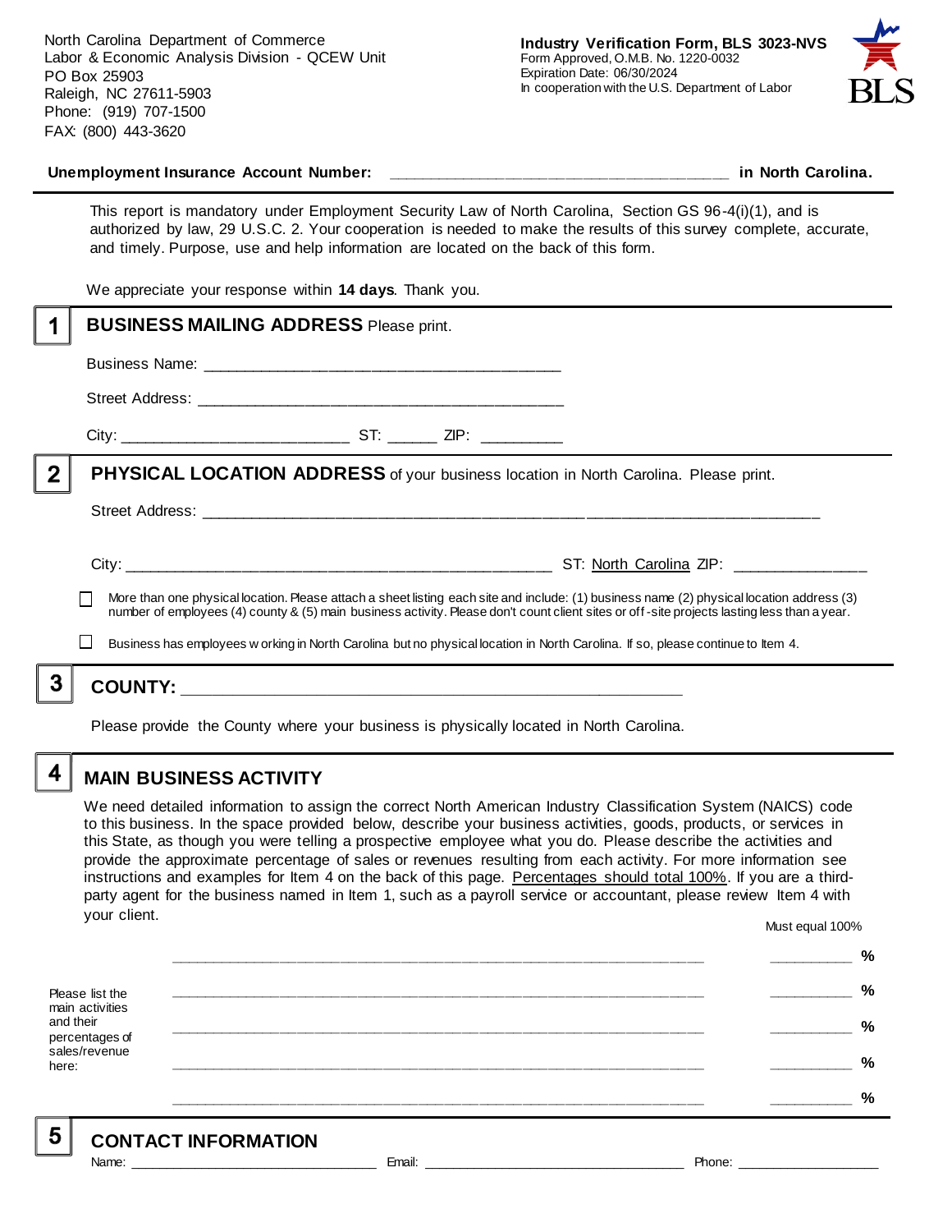North Carolina Department of Commerce
Labor & Economic Analysis Division - QCEW Unit
PO Box 25903
Raleigh, NC 27611-5903
Phone: (919) 707-1500
FAX: (800) 443-3620

**Industry Verification Form, BLS 3023-NVS**
Form Approved, O.M.B. No. 1220-0032
Expiration Date: 06/30/2024
In cooperation with the U.S. Department of Labor

BLS

**Unemployment Insurance Account Number:** ______________________________________ **in North Carolina.**

This report is mandatory under Employment Security Law of North Carolina, Section GS 96-4(i)(1), and is authorized by law, 29 U.S.C. 2. Your cooperation is needed to make the results of this survey complete, accurate, and timely. Purpose, use and help information are located on the back of this form.

We appreciate your response within **14 days**. Thank you.

## 1 BUSINESS MAILING ADDRESS Please print.

Business Name: ________________________________________

Street Address: ________________________________________

City: _________________________ ST: ______ ZIP: _________

## 2 PHYSICAL LOCATION ADDRESS of your business location in North Carolina. Please print.

Street Address: ____________________________________________________________________

City: ______________________________________________ ST: North Carolina ZIP: _______________

☐ More than one physical location. Please attach a sheet listing each site and include: (1) business name (2) physical location address (3) number of employees (4) county & (5) main business activity. Please don't count client sites or off-site projects lasting less than a year.

☐ Business has employees working in North Carolina but no physical location in North Carolina. If so, please continue to Item 4.

## 3 COUNTY: _______________________________________________________

Please provide the County where your business is physically located in North Carolina.

## 4 MAIN BUSINESS ACTIVITY

We need detailed information to assign the correct North American Industry Classification System (NAICS) code to this business. In the space provided below, describe your business activities, goods, products, or services in this State, as though you were telling a prospective employee what you do. Please describe the activities and provide the approximate percentage of sales or revenues resulting from each activity. For more information see instructions and examples for Item 4 on the back of this page. Percentages should total 100%. If you are a third-party agent for the business named in Item 1, such as a payroll service or accountant, please review Item 4 with your client.

Must equal 100%

Please list the main activities and their percentages of sales/revenue here:

_____________________________________________________________ __________ %

_____________________________________________________________ __________ %

_____________________________________________________________ __________ %

_____________________________________________________________ __________ %

_____________________________________________________________ __________ %

## 5 CONTACT INFORMATION

Name: ______________________________ Email: ________________________________ Phone: __________________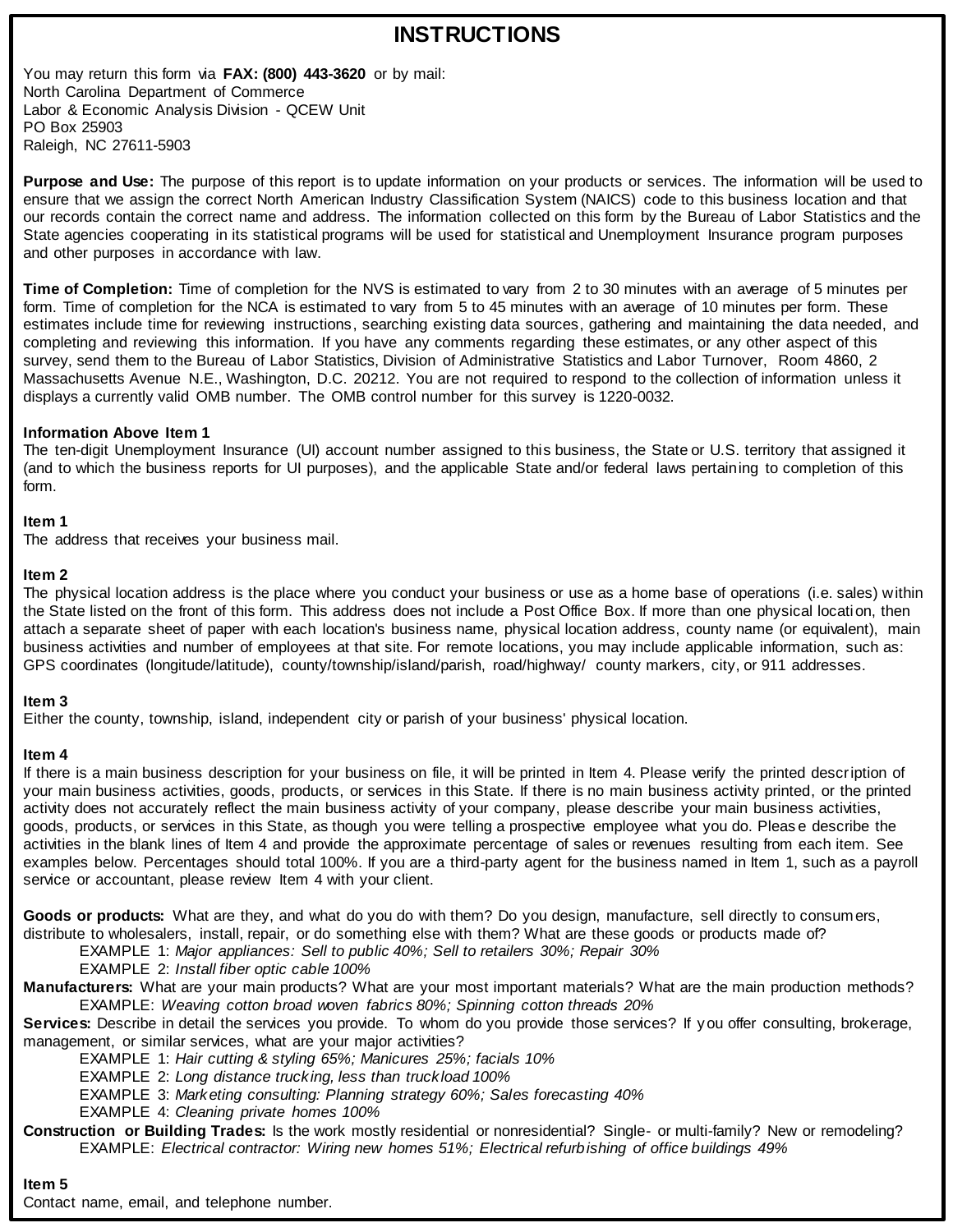# INSTRUCTIONS

You may return this form via **FAX: (800) 443-3620** or by mail:
North Carolina Department of Commerce
Labor & Economic Analysis Division - QCEW Unit
PO Box 25903
Raleigh, NC 27611-5903

**Purpose and Use:** The purpose of this report is to update information on your products or services. The information will be used to ensure that we assign the correct North American Industry Classification System (NAICS) code to this business location and that our records contain the correct name and address. The information collected on this form by the Bureau of Labor Statistics and the State agencies cooperating in its statistical programs will be used for statistical and Unemployment Insurance program purposes and other purposes in accordance with law.

**Time of Completion:** Time of completion for the NVS is estimated to vary from 2 to 30 minutes with an average of 5 minutes per form. Time of completion for the NCA is estimated to vary from 5 to 45 minutes with an average of 10 minutes per form. These estimates include time for reviewing instructions, searching existing data sources, gathering and maintaining the data needed, and completing and reviewing this information. If you have any comments regarding these estimates, or any other aspect of this survey, send them to the Bureau of Labor Statistics, Division of Administrative Statistics and Labor Turnover, Room 4860, 2 Massachusetts Avenue N.E., Washington, D.C. 20212. You are not required to respond to the collection of information unless it displays a currently valid OMB number. The OMB control number for this survey is 1220-0032.

**Information Above Item 1**
The ten-digit Unemployment Insurance (UI) account number assigned to this business, the State or U.S. territory that assigned it (and to which the business reports for UI purposes), and the applicable State and/or federal laws pertaining to completion of this form.

**Item 1**
The address that receives your business mail.

**Item 2**
The physical location address is the place where you conduct your business or use as a home base of operations (i.e. sales) within the State listed on the front of this form. This address does not include a Post Office Box. If more than one physical location, then attach a separate sheet of paper with each location's business name, physical location address, county name (or equivalent), main business activities and number of employees at that site. For remote locations, you may include applicable information, such as: GPS coordinates (longitude/latitude), county/township/island/parish, road/highway/ county markers, city, or 911 addresses.

**Item 3**
Either the county, township, island, independent city or parish of your business' physical location.

**Item 4**
If there is a main business description for your business on file, it will be printed in Item 4. Please verify the printed description of your main business activities, goods, products, or services in this State. If there is no main business activity printed, or the printed activity does not accurately reflect the main business activity of your company, please describe your main business activities, goods, products, or services in this State, as though you were telling a prospective employee what you do. Please describe the activities in the blank lines of Item 4 and provide the approximate percentage of sales or revenues resulting from each item. See examples below. Percentages should total 100%. If you are a third-party agent for the business named in Item 1, such as a payroll service or accountant, please review Item 4 with your client.

**Goods or products:** What are they, and what do you do with them? Do you design, manufacture, sell directly to consumers, distribute to wholesalers, install, repair, or do something else with them? What are these goods or products made of?
- EXAMPLE 1: *Major appliances: Sell to public 40%; Sell to retailers 30%; Repair 30%*
- EXAMPLE 2: *Install fiber optic cable 100%*

**Manufacturers:** What are your main products? What are your most important materials? What are the main production methods?
- EXAMPLE: *Weaving cotton broad woven fabrics 80%; Spinning cotton threads 20%*

**Services:** Describe in detail the services you provide. To whom do you provide those services? If you offer consulting, brokerage, management, or similar services, what are your major activities?
- EXAMPLE 1: *Hair cutting & styling 65%; Manicures 25%; facials 10%*
- EXAMPLE 2: *Long distance trucking, less than truckload 100%*
- EXAMPLE 3: *Marketing consulting: Planning strategy 60%; Sales forecasting 40%*
- EXAMPLE 4: *Cleaning private homes 100%*

**Construction or Building Trades:** Is the work mostly residential or nonresidential? Single- or multi-family? New or remodeling?
- EXAMPLE: *Electrical contractor: Wiring new homes 51%; Electrical refurbishing of office buildings 49%*

**Item 5**
Contact name, email, and telephone number.